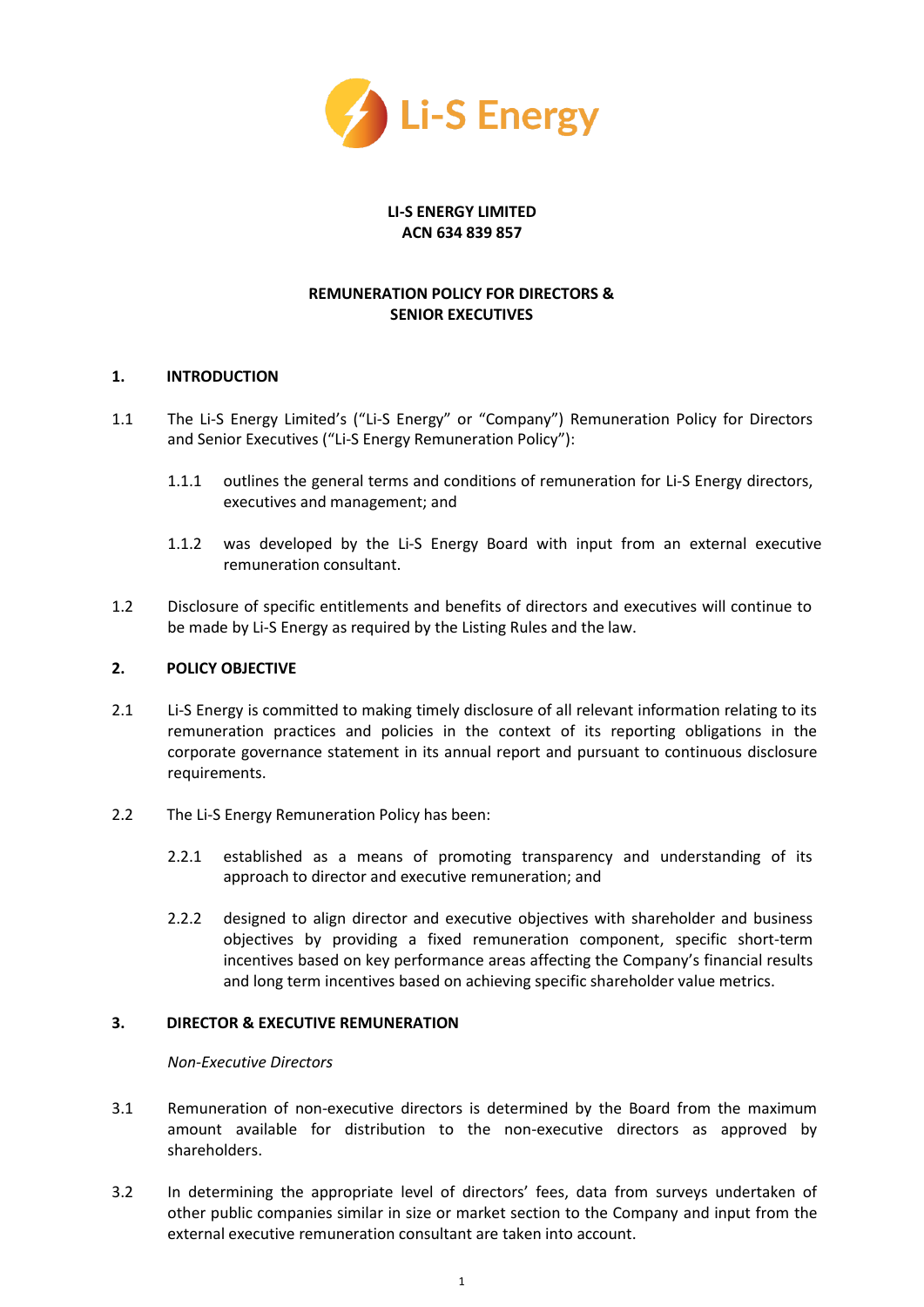**LI-S ENERGY LIMITED**
**ACN 634 839 857**

**REMUNERATION POLICY FOR DIRECTORS & SENIOR EXECUTIVES**

## 1. INTRODUCTION

1.1 The Li-S Energy Limited's ("Li-S Energy" or "Company") Remuneration Policy for Directors and Senior Executives ("Li-S Energy Remuneration Policy"):

1.1.1 outlines the general terms and conditions of remuneration for Li-S Energy directors, executives and management; and

1.1.2 was developed by the Li-S Energy Board with input from an external executive remuneration consultant.

1.2 Disclosure of specific entitlements and benefits of directors and executives will continue to be made by Li-S Energy as required by the Listing Rules and the law.

## 2. POLICY OBJECTIVE

2.1 Li-S Energy is committed to making timely disclosure of all relevant information relating to its remuneration practices and policies in the context of its reporting obligations in the corporate governance statement in its annual report and pursuant to continuous disclosure requirements.

2.2 The Li-S Energy Remuneration Policy has been:

2.2.1 established as a means of promoting transparency and understanding of its approach to director and executive remuneration; and

2.2.2 designed to align director and executive objectives with shareholder and business objectives by providing a fixed remuneration component, specific short-term incentives based on key performance areas affecting the Company's financial results and long term incentives based on achieving specific shareholder value metrics.

## 3. DIRECTOR & EXECUTIVE REMUNERATION

*Non-Executive Directors*

3.1 Remuneration of non-executive directors is determined by the Board from the maximum amount available for distribution to the non-executive directors as approved by shareholders.

3.2 In determining the appropriate level of directors' fees, data from surveys undertaken of other public companies similar in size or market section to the Company and input from the external executive remuneration consultant are taken into account.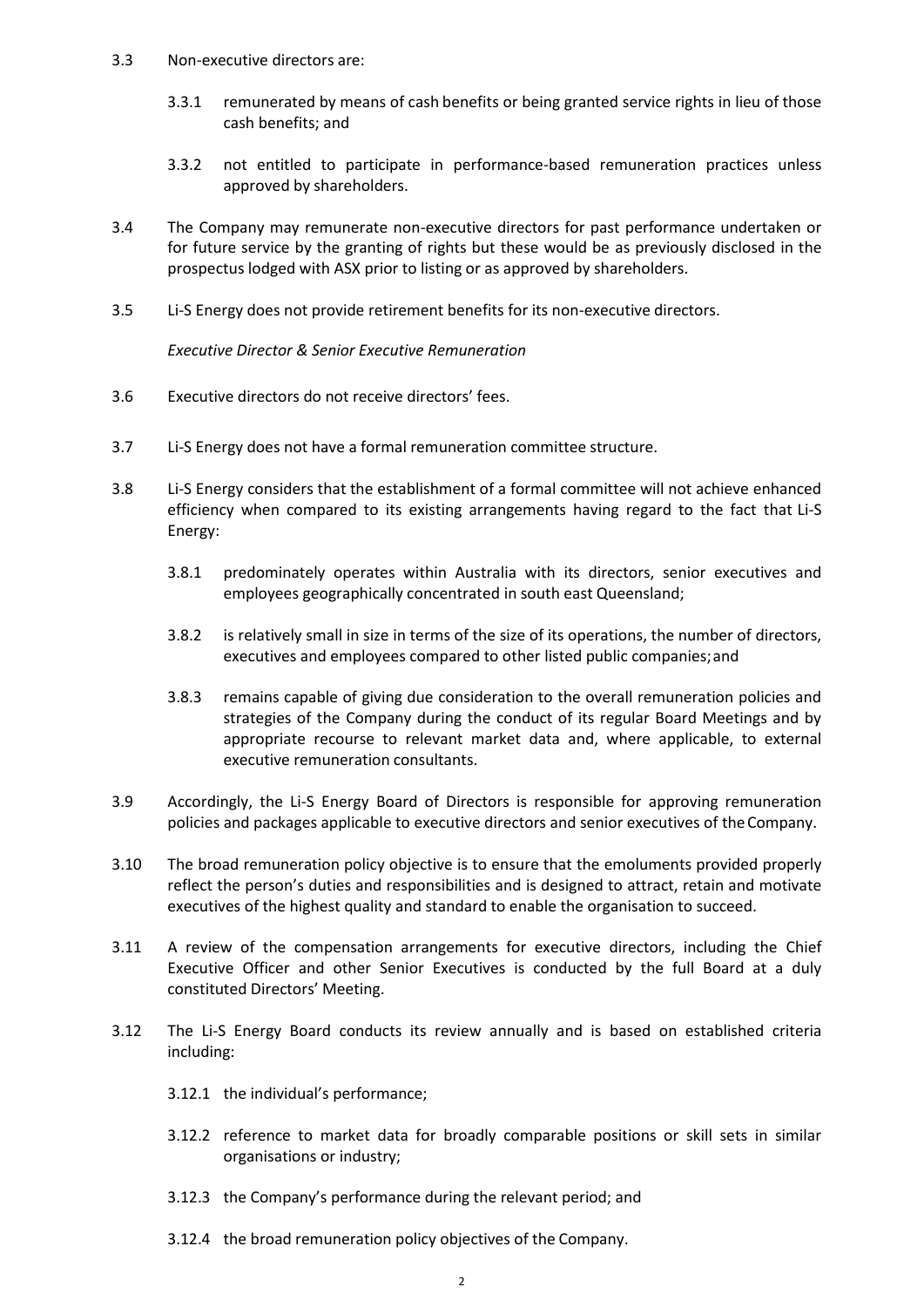3.3 Non-executive directors are:

3.3.1 remunerated by means of cash benefits or being granted service rights in lieu of those cash benefits; and

3.3.2 not entitled to participate in performance-based remuneration practices unless approved by shareholders.

3.4 The Company may remunerate non-executive directors for past performance undertaken or for future service by the granting of rights but these would be as previously disclosed in the prospectus lodged with ASX prior to listing or as approved by shareholders.

3.5 Li-S Energy does not provide retirement benefits for its non-executive directors.

*Executive Director & Senior Executive Remuneration*

3.6 Executive directors do not receive directors' fees.

3.7 Li-S Energy does not have a formal remuneration committee structure.

3.8 Li-S Energy considers that the establishment of a formal committee will not achieve enhanced efficiency when compared to its existing arrangements having regard to the fact that Li-S Energy:

3.8.1 predominately operates within Australia with its directors, senior executives and employees geographically concentrated in south east Queensland;

3.8.2 is relatively small in size in terms of the size of its operations, the number of directors, executives and employees compared to other listed public companies; and

3.8.3 remains capable of giving due consideration to the overall remuneration policies and strategies of the Company during the conduct of its regular Board Meetings and by appropriate recourse to relevant market data and, where applicable, to external executive remuneration consultants.

3.9 Accordingly, the Li-S Energy Board of Directors is responsible for approving remuneration policies and packages applicable to executive directors and senior executives of the Company.

3.10 The broad remuneration policy objective is to ensure that the emoluments provided properly reflect the person's duties and responsibilities and is designed to attract, retain and motivate executives of the highest quality and standard to enable the organisation to succeed.

3.11 A review of the compensation arrangements for executive directors, including the Chief Executive Officer and other Senior Executives is conducted by the full Board at a duly constituted Directors' Meeting.

3.12 The Li-S Energy Board conducts its review annually and is based on established criteria including:

3.12.1 the individual's performance;

3.12.2 reference to market data for broadly comparable positions or skill sets in similar organisations or industry;

3.12.3 the Company's performance during the relevant period; and

3.12.4 the broad remuneration policy objectives of the Company.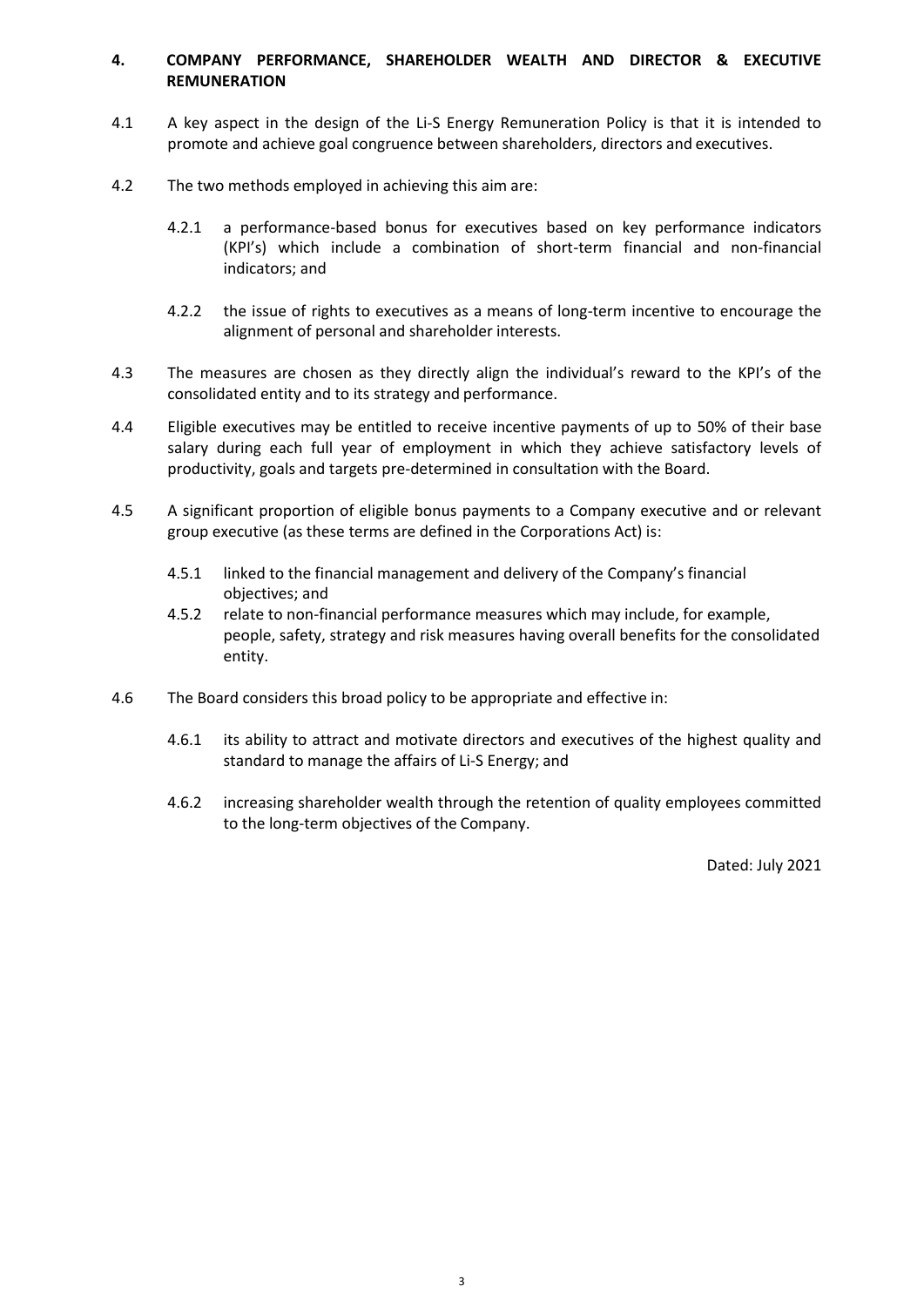## 4. COMPANY PERFORMANCE, SHAREHOLDER WEALTH AND DIRECTOR & EXECUTIVE REMUNERATION

4.1 A key aspect in the design of the Li-S Energy Remuneration Policy is that it is intended to promote and achieve goal congruence between shareholders, directors and executives.

4.2 The two methods employed in achieving this aim are:

4.2.1 a performance-based bonus for executives based on key performance indicators (KPI's) which include a combination of short-term financial and non-financial indicators; and

4.2.2 the issue of rights to executives as a means of long-term incentive to encourage the alignment of personal and shareholder interests.

4.3 The measures are chosen as they directly align the individual's reward to the KPI's of the consolidated entity and to its strategy and performance.

4.4 Eligible executives may be entitled to receive incentive payments of up to 50% of their base salary during each full year of employment in which they achieve satisfactory levels of productivity, goals and targets pre-determined in consultation with the Board.

4.5 A significant proportion of eligible bonus payments to a Company executive and or relevant group executive (as these terms are defined in the Corporations Act) is:

4.5.1 linked to the financial management and delivery of the Company's financial objectives; and

4.5.2 relate to non-financial performance measures which may include, for example, people, safety, strategy and risk measures having overall benefits for the consolidated entity.

4.6 The Board considers this broad policy to be appropriate and effective in:

4.6.1 its ability to attract and motivate directors and executives of the highest quality and standard to manage the affairs of Li-S Energy; and

4.6.2 increasing shareholder wealth through the retention of quality employees committed to the long-term objectives of the Company.

Dated: July 2021